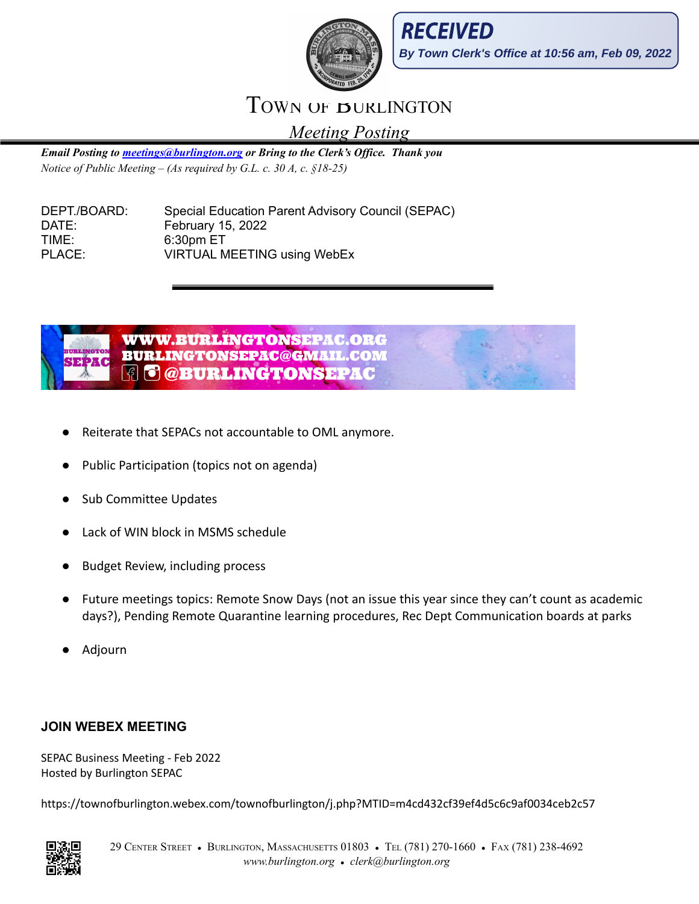**RECEIVED**

*By Town Clerk's Office at 10:56 am, Feb 09, 2022*

# Town of Burlington

*Meeting Posting*

***Email Posting to [meetings@burlington.org](mailto:meetings@burlington.org) or Bring to the Clerk's Office. Thank you***

*Notice of Public Meeting – (As required by G.L. c. 30 A, c. §18-25)*

| | |
|---|---|
| DEPT./BOARD: | Special Education Parent Advisory Council (SEPAC) |
| DATE: | February 15, 2022 |
| TIME: | 6:30pm ET |
| PLACE: | VIRTUAL MEETING using WebEx |

WWW.BURLINGTONSEPAC.ORG
BURLINGTONSEPAC@GMAIL.COM
@BURLINGTONSEPAC

- Reiterate that SEPACs not accountable to OML anymore.
- Public Participation (topics not on agenda)
- Sub Committee Updates
- Lack of WIN block in MSMS schedule
- Budget Review, including process
- Future meetings topics: Remote Snow Days (not an issue this year since they can't count as academic days?), Pending Remote Quarantine learning procedures, Rec Dept Communication boards at parks
- Adjourn

## JOIN WEBEX MEETING

SEPAC Business Meeting - Feb 2022
Hosted by Burlington SEPAC

https://townofburlington.webex.com/townofburlington/j.php?MTID=m4cd432cf39ef4d5c6c9af0034ceb2c57

29 Center Street • Burlington, Massachusetts 01803 • Tel (781) 270-1660 • Fax (781) 238-4692
*www.burlington.org • clerk@burlington.org*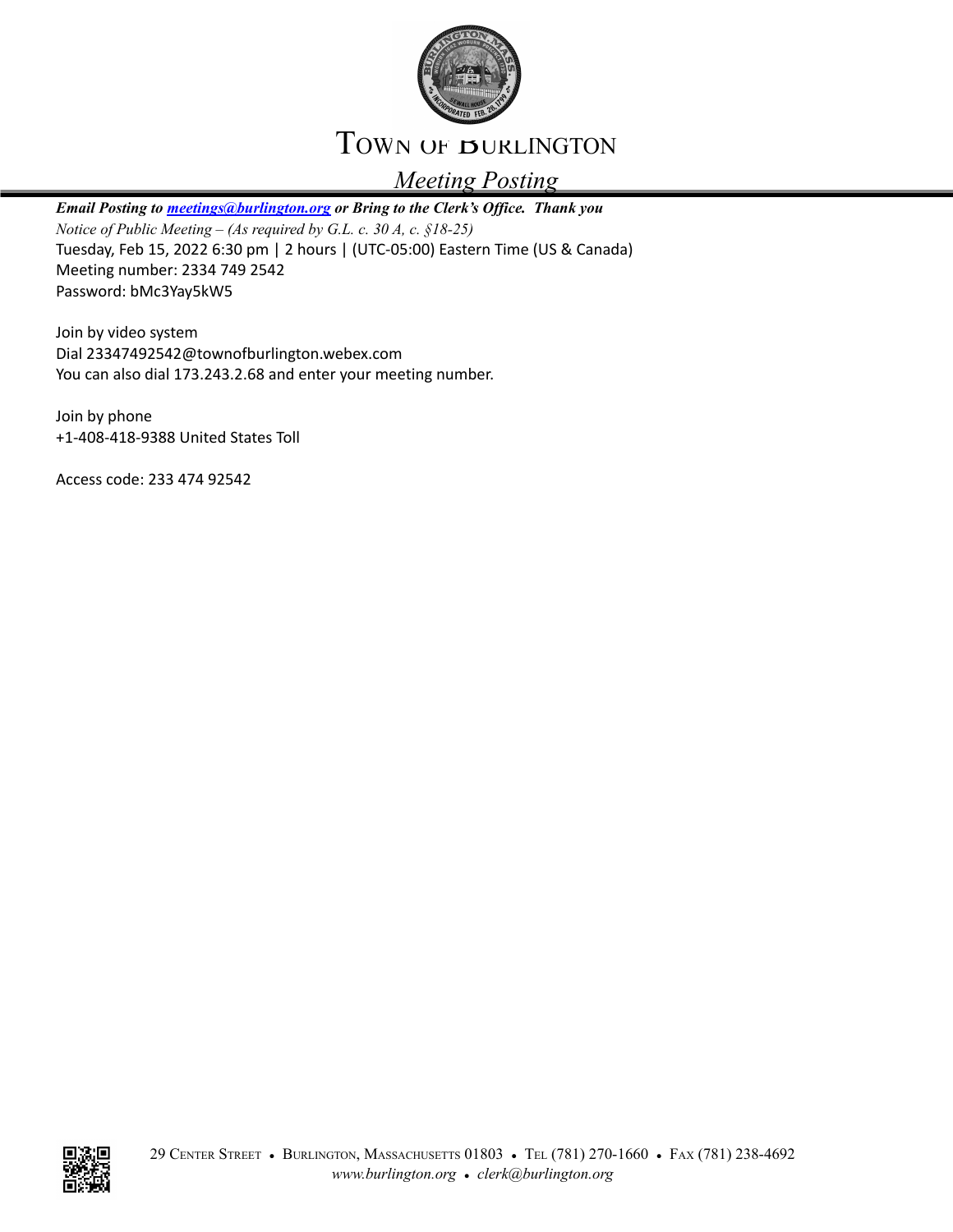# Town of Burlington

## *Meeting Posting*

***Email Posting to [meetings@burlington.org](mailto:meetings@burlington.org) or Bring to the Clerk's Office. Thank you***

*Notice of Public Meeting – (As required by G.L. c. 30 A, c. §18-25)*

Tuesday, Feb 15, 2022 6:30 pm | 2 hours | (UTC-05:00) Eastern Time (US & Canada)
Meeting number: 2334 749 2542
Password: bMc3Yay5kW5

Join by video system
Dial 23347492542@townofburlington.webex.com
You can also dial 173.243.2.68 and enter your meeting number.

Join by phone
+1-408-418-9388 United States Toll

Access code: 233 474 92542

29 Center Street • Burlington, Massachusetts 01803 • Tel (781) 270-1660 • Fax (781) 238-4692
*www.burlington.org • clerk@burlington.org*